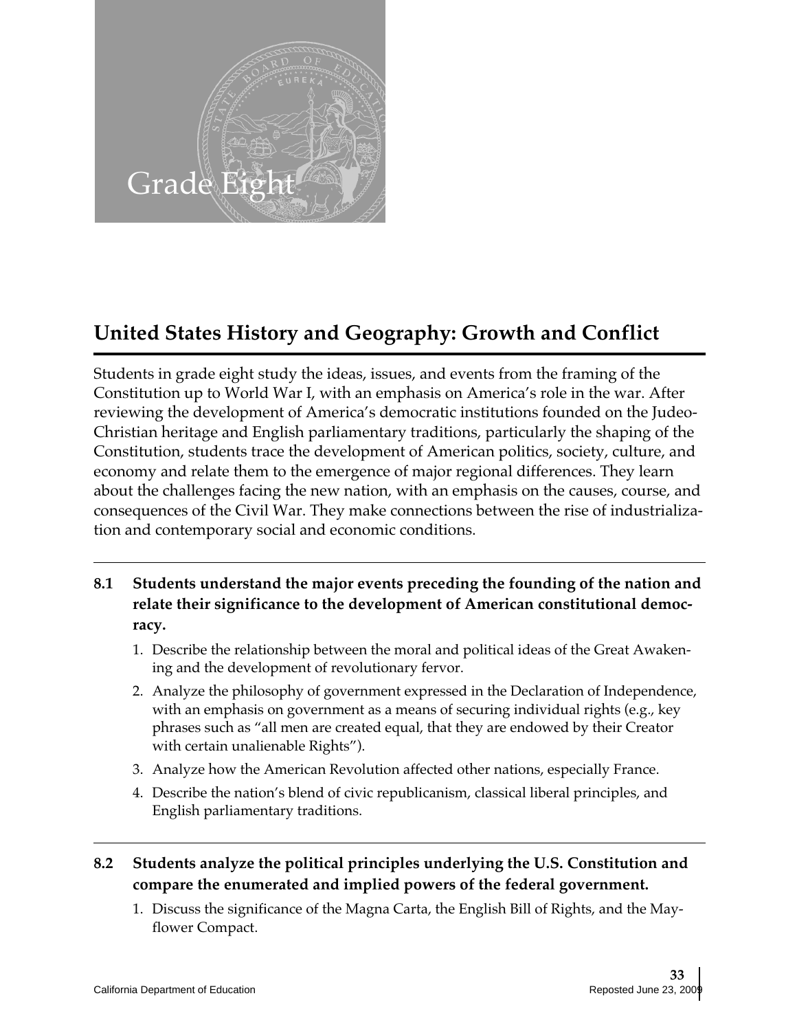# Grade Eight

## United States History and Geography: Growth and Conflict

Students in grade eight study the ideas, issues, and events from the framing of the Constitution up to World War I, with an emphasis on America's role in the war. After reviewing the development of America's democratic institutions founded on the Judeo-Christian heritage and English parliamentary traditions, particularly the shaping of the Constitution, students trace the development of American politics, society, culture, and economy and relate them to the emergence of major regional differences. They learn about the challenges facing the new nation, with an emphasis on the causes, course, and consequences of the Civil War. They make connections between the rise of industrialization and contemporary social and economic conditions.

---

**8.1 Students understand the major events preceding the founding of the nation and relate their significance to the development of American constitutional democracy.**

1. Describe the relationship between the moral and political ideas of the Great Awakening and the development of revolutionary fervor.
2. Analyze the philosophy of government expressed in the Declaration of Independence, with an emphasis on government as a means of securing individual rights (e.g., key phrases such as "all men are created equal, that they are endowed by their Creator with certain unalienable Rights").
3. Analyze how the American Revolution affected other nations, especially France.
4. Describe the nation's blend of civic republicanism, classical liberal principles, and English parliamentary traditions.

---

**8.2 Students analyze the political principles underlying the U.S. Constitution and compare the enumerated and implied powers of the federal government.**

1. Discuss the significance of the Magna Carta, the English Bill of Rights, and the Mayflower Compact.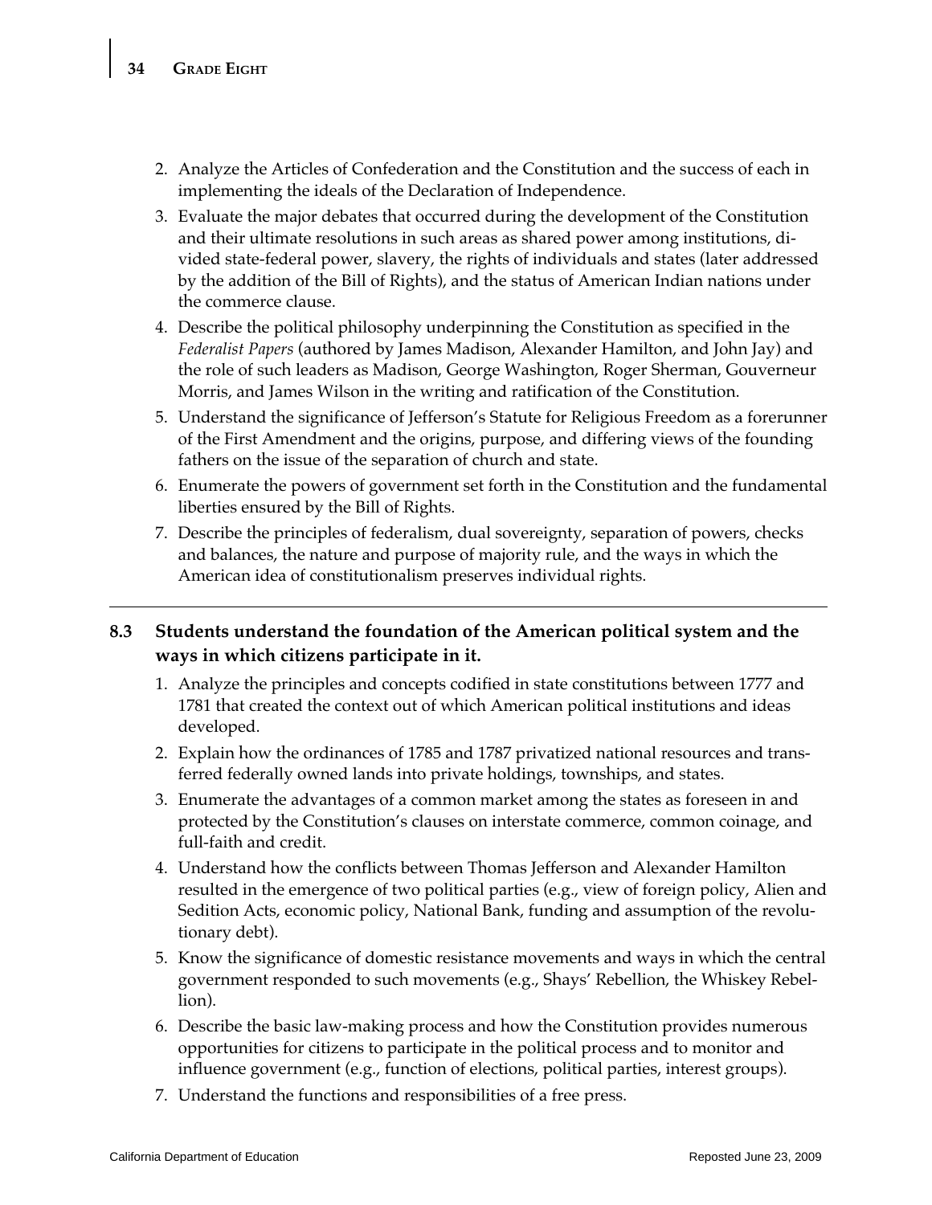2. Analyze the Articles of Confederation and the Constitution and the success of each in implementing the ideals of the Declaration of Independence.
3. Evaluate the major debates that occurred during the development of the Constitution and their ultimate resolutions in such areas as shared power among institutions, divided state-federal power, slavery, the rights of individuals and states (later addressed by the addition of the Bill of Rights), and the status of American Indian nations under the commerce clause.
4. Describe the political philosophy underpinning the Constitution as specified in the *Federalist Papers* (authored by James Madison, Alexander Hamilton, and John Jay) and the role of such leaders as Madison, George Washington, Roger Sherman, Gouverneur Morris, and James Wilson in the writing and ratification of the Constitution.
5. Understand the significance of Jefferson's Statute for Religious Freedom as a forerunner of the First Amendment and the origins, purpose, and differing views of the founding fathers on the issue of the separation of church and state.
6. Enumerate the powers of government set forth in the Constitution and the fundamental liberties ensured by the Bill of Rights.
7. Describe the principles of federalism, dual sovereignty, separation of powers, checks and balances, the nature and purpose of majority rule, and the ways in which the American idea of constitutionalism preserves individual rights.

---

**8.3 Students understand the foundation of the American political system and the ways in which citizens participate in it.**

1. Analyze the principles and concepts codified in state constitutions between 1777 and 1781 that created the context out of which American political institutions and ideas developed.
2. Explain how the ordinances of 1785 and 1787 privatized national resources and transferred federally owned lands into private holdings, townships, and states.
3. Enumerate the advantages of a common market among the states as foreseen in and protected by the Constitution's clauses on interstate commerce, common coinage, and full-faith and credit.
4. Understand how the conflicts between Thomas Jefferson and Alexander Hamilton resulted in the emergence of two political parties (e.g., view of foreign policy, Alien and Sedition Acts, economic policy, National Bank, funding and assumption of the revolutionary debt).
5. Know the significance of domestic resistance movements and ways in which the central government responded to such movements (e.g., Shays' Rebellion, the Whiskey Rebellion).
6. Describe the basic law-making process and how the Constitution provides numerous opportunities for citizens to participate in the political process and to monitor and influence government (e.g., function of elections, political parties, interest groups).
7. Understand the functions and responsibilities of a free press.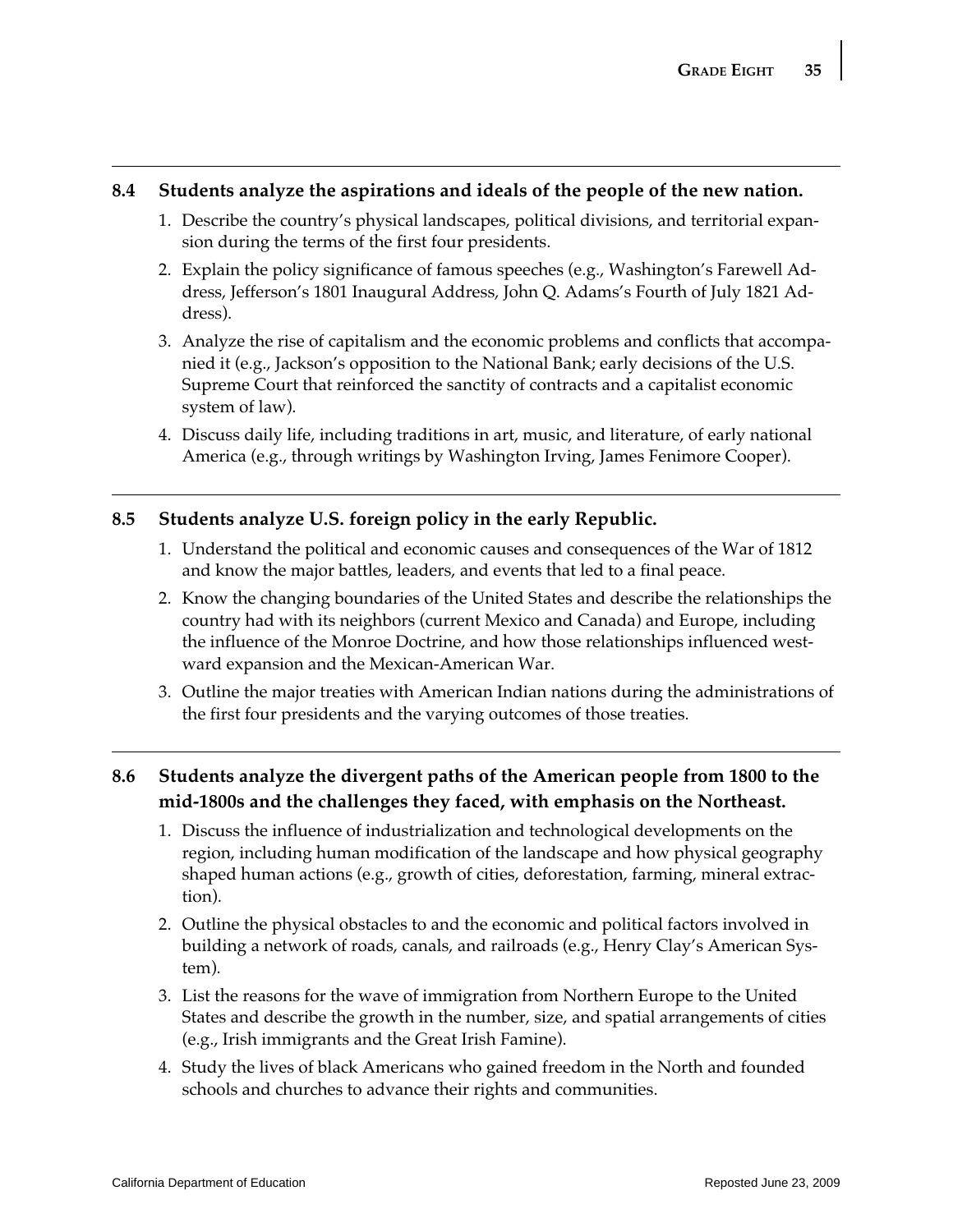## 8.4 Students analyze the aspirations and ideals of the people of the new nation.

1. Describe the country's physical landscapes, political divisions, and territorial expansion during the terms of the first four presidents.
2. Explain the policy significance of famous speeches (e.g., Washington's Farewell Address, Jefferson's 1801 Inaugural Address, John Q. Adams's Fourth of July 1821 Address).
3. Analyze the rise of capitalism and the economic problems and conflicts that accompanied it (e.g., Jackson's opposition to the National Bank; early decisions of the U.S. Supreme Court that reinforced the sanctity of contracts and a capitalist economic system of law).
4. Discuss daily life, including traditions in art, music, and literature, of early national America (e.g., through writings by Washington Irving, James Fenimore Cooper).

## 8.5 Students analyze U.S. foreign policy in the early Republic.

1. Understand the political and economic causes and consequences of the War of 1812 and know the major battles, leaders, and events that led to a final peace.
2. Know the changing boundaries of the United States and describe the relationships the country had with its neighbors (current Mexico and Canada) and Europe, including the influence of the Monroe Doctrine, and how those relationships influenced westward expansion and the Mexican-American War.
3. Outline the major treaties with American Indian nations during the administrations of the first four presidents and the varying outcomes of those treaties.

## 8.6 Students analyze the divergent paths of the American people from 1800 to the mid-1800s and the challenges they faced, with emphasis on the Northeast.

1. Discuss the influence of industrialization and technological developments on the region, including human modification of the landscape and how physical geography shaped human actions (e.g., growth of cities, deforestation, farming, mineral extraction).
2. Outline the physical obstacles to and the economic and political factors involved in building a network of roads, canals, and railroads (e.g., Henry Clay's American System).
3. List the reasons for the wave of immigration from Northern Europe to the United States and describe the growth in the number, size, and spatial arrangements of cities (e.g., Irish immigrants and the Great Irish Famine).
4. Study the lives of black Americans who gained freedom in the North and founded schools and churches to advance their rights and communities.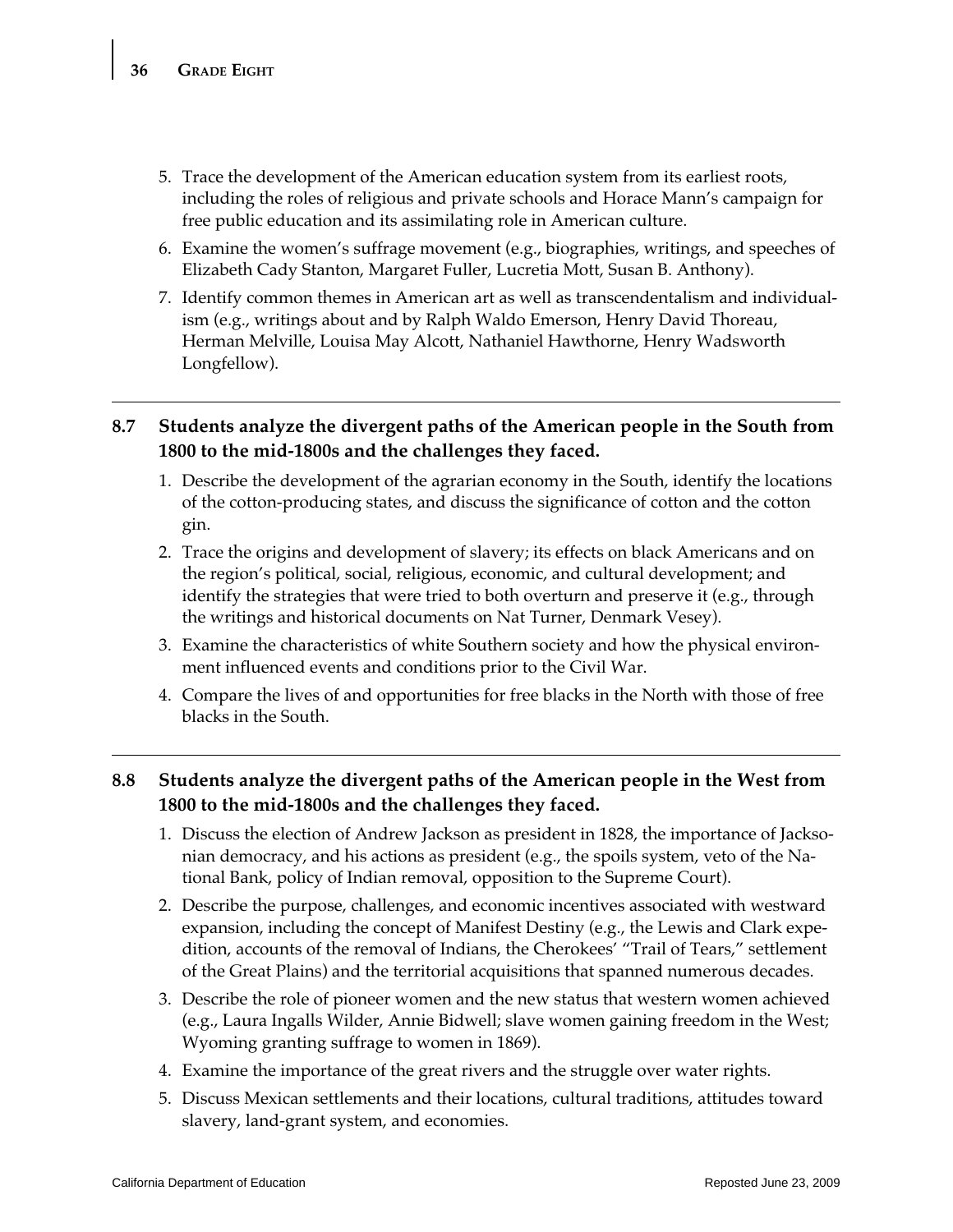5. Trace the development of the American education system from its earliest roots, including the roles of religious and private schools and Horace Mann's campaign for free public education and its assimilating role in American culture.
6. Examine the women's suffrage movement (e.g., biographies, writings, and speeches of Elizabeth Cady Stanton, Margaret Fuller, Lucretia Mott, Susan B. Anthony).
7. Identify common themes in American art as well as transcendentalism and individualism (e.g., writings about and by Ralph Waldo Emerson, Henry David Thoreau, Herman Melville, Louisa May Alcott, Nathaniel Hawthorne, Henry Wadsworth Longfellow).

---

**8.7 Students analyze the divergent paths of the American people in the South from 1800 to the mid-1800s and the challenges they faced.**

1. Describe the development of the agrarian economy in the South, identify the locations of the cotton-producing states, and discuss the significance of cotton and the cotton gin.
2. Trace the origins and development of slavery; its effects on black Americans and on the region's political, social, religious, economic, and cultural development; and identify the strategies that were tried to both overturn and preserve it (e.g., through the writings and historical documents on Nat Turner, Denmark Vesey).
3. Examine the characteristics of white Southern society and how the physical environment influenced events and conditions prior to the Civil War.
4. Compare the lives of and opportunities for free blacks in the North with those of free blacks in the South.

---

**8.8 Students analyze the divergent paths of the American people in the West from 1800 to the mid-1800s and the challenges they faced.**

1. Discuss the election of Andrew Jackson as president in 1828, the importance of Jacksonian democracy, and his actions as president (e.g., the spoils system, veto of the National Bank, policy of Indian removal, opposition to the Supreme Court).
2. Describe the purpose, challenges, and economic incentives associated with westward expansion, including the concept of Manifest Destiny (e.g., the Lewis and Clark expedition, accounts of the removal of Indians, the Cherokees' "Trail of Tears," settlement of the Great Plains) and the territorial acquisitions that spanned numerous decades.
3. Describe the role of pioneer women and the new status that western women achieved (e.g., Laura Ingalls Wilder, Annie Bidwell; slave women gaining freedom in the West; Wyoming granting suffrage to women in 1869).
4. Examine the importance of the great rivers and the struggle over water rights.
5. Discuss Mexican settlements and their locations, cultural traditions, attitudes toward slavery, land-grant system, and economies.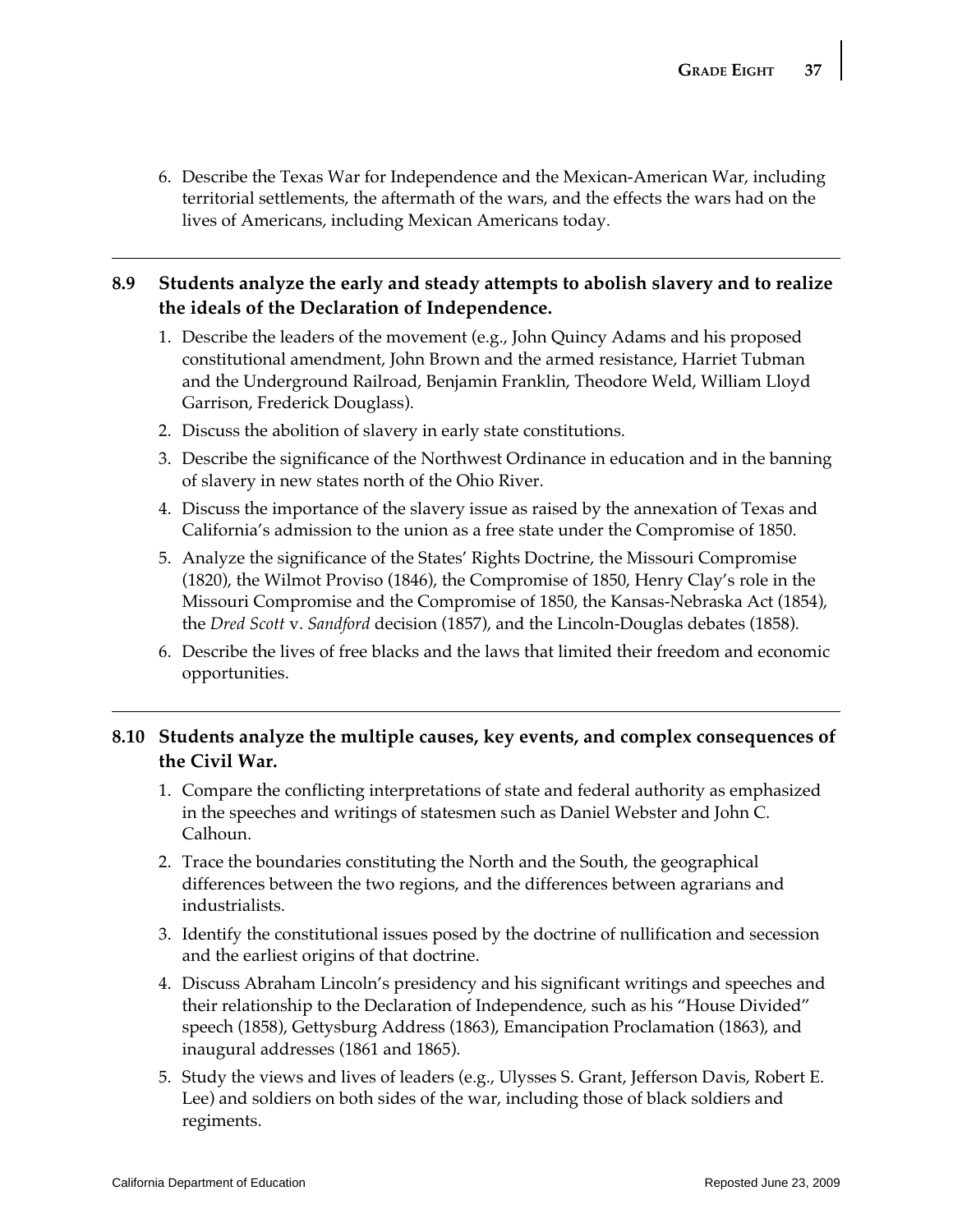6. Describe the Texas War for Independence and the Mexican-American War, including territorial settlements, the aftermath of the wars, and the effects the wars had on the lives of Americans, including Mexican Americans today.

---

**8.9 Students analyze the early and steady attempts to abolish slavery and to realize the ideals of the Declaration of Independence.**

1. Describe the leaders of the movement (e.g., John Quincy Adams and his proposed constitutional amendment, John Brown and the armed resistance, Harriet Tubman and the Underground Railroad, Benjamin Franklin, Theodore Weld, William Lloyd Garrison, Frederick Douglass).
2. Discuss the abolition of slavery in early state constitutions.
3. Describe the significance of the Northwest Ordinance in education and in the banning of slavery in new states north of the Ohio River.
4. Discuss the importance of the slavery issue as raised by the annexation of Texas and California's admission to the union as a free state under the Compromise of 1850.
5. Analyze the significance of the States' Rights Doctrine, the Missouri Compromise (1820), the Wilmot Proviso (1846), the Compromise of 1850, Henry Clay's role in the Missouri Compromise and the Compromise of 1850, the Kansas-Nebraska Act (1854), the *Dred Scott* v. *Sandford* decision (1857), and the Lincoln-Douglas debates (1858).
6. Describe the lives of free blacks and the laws that limited their freedom and economic opportunities.

---

**8.10 Students analyze the multiple causes, key events, and complex consequences of the Civil War.**

1. Compare the conflicting interpretations of state and federal authority as emphasized in the speeches and writings of statesmen such as Daniel Webster and John C. Calhoun.
2. Trace the boundaries constituting the North and the South, the geographical differences between the two regions, and the differences between agrarians and industrialists.
3. Identify the constitutional issues posed by the doctrine of nullification and secession and the earliest origins of that doctrine.
4. Discuss Abraham Lincoln's presidency and his significant writings and speeches and their relationship to the Declaration of Independence, such as his "House Divided" speech (1858), Gettysburg Address (1863), Emancipation Proclamation (1863), and inaugural addresses (1861 and 1865).
5. Study the views and lives of leaders (e.g., Ulysses S. Grant, Jefferson Davis, Robert E. Lee) and soldiers on both sides of the war, including those of black soldiers and regiments.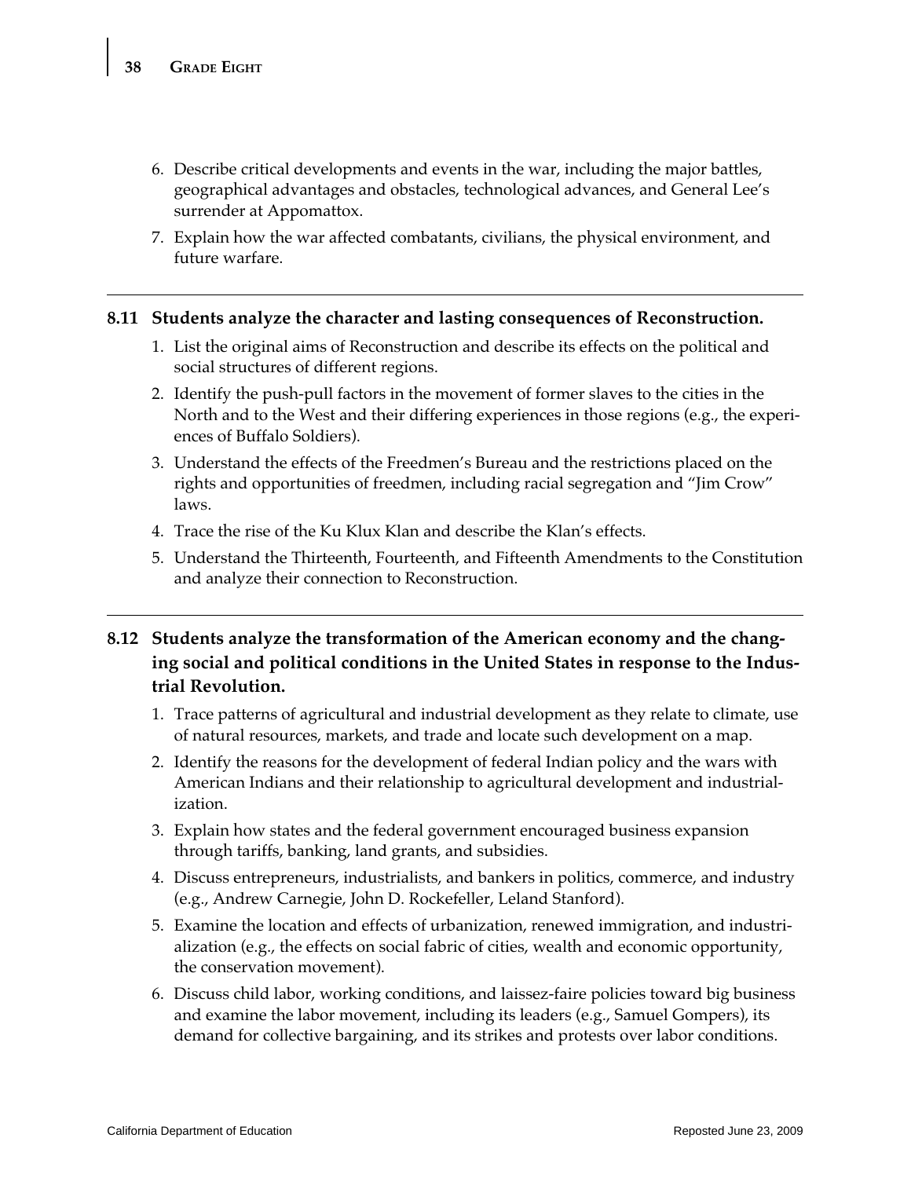6. Describe critical developments and events in the war, including the major battles, geographical advantages and obstacles, technological advances, and General Lee's surrender at Appomattox.
7. Explain how the war affected combatants, civilians, the physical environment, and future warfare.

---

**8.11 Students analyze the character and lasting consequences of Reconstruction.**

1. List the original aims of Reconstruction and describe its effects on the political and social structures of different regions.
2. Identify the push-pull factors in the movement of former slaves to the cities in the North and to the West and their differing experiences in those regions (e.g., the experiences of Buffalo Soldiers).
3. Understand the effects of the Freedmen's Bureau and the restrictions placed on the rights and opportunities of freedmen, including racial segregation and "Jim Crow" laws.
4. Trace the rise of the Ku Klux Klan and describe the Klan's effects.
5. Understand the Thirteenth, Fourteenth, and Fifteenth Amendments to the Constitution and analyze their connection to Reconstruction.

---

**8.12 Students analyze the transformation of the American economy and the changing social and political conditions in the United States in response to the Industrial Revolution.**

1. Trace patterns of agricultural and industrial development as they relate to climate, use of natural resources, markets, and trade and locate such development on a map.
2. Identify the reasons for the development of federal Indian policy and the wars with American Indians and their relationship to agricultural development and industrialization.
3. Explain how states and the federal government encouraged business expansion through tariffs, banking, land grants, and subsidies.
4. Discuss entrepreneurs, industrialists, and bankers in politics, commerce, and industry (e.g., Andrew Carnegie, John D. Rockefeller, Leland Stanford).
5. Examine the location and effects of urbanization, renewed immigration, and industrialization (e.g., the effects on social fabric of cities, wealth and economic opportunity, the conservation movement).
6. Discuss child labor, working conditions, and laissez-faire policies toward big business and examine the labor movement, including its leaders (e.g., Samuel Gompers), its demand for collective bargaining, and its strikes and protests over labor conditions.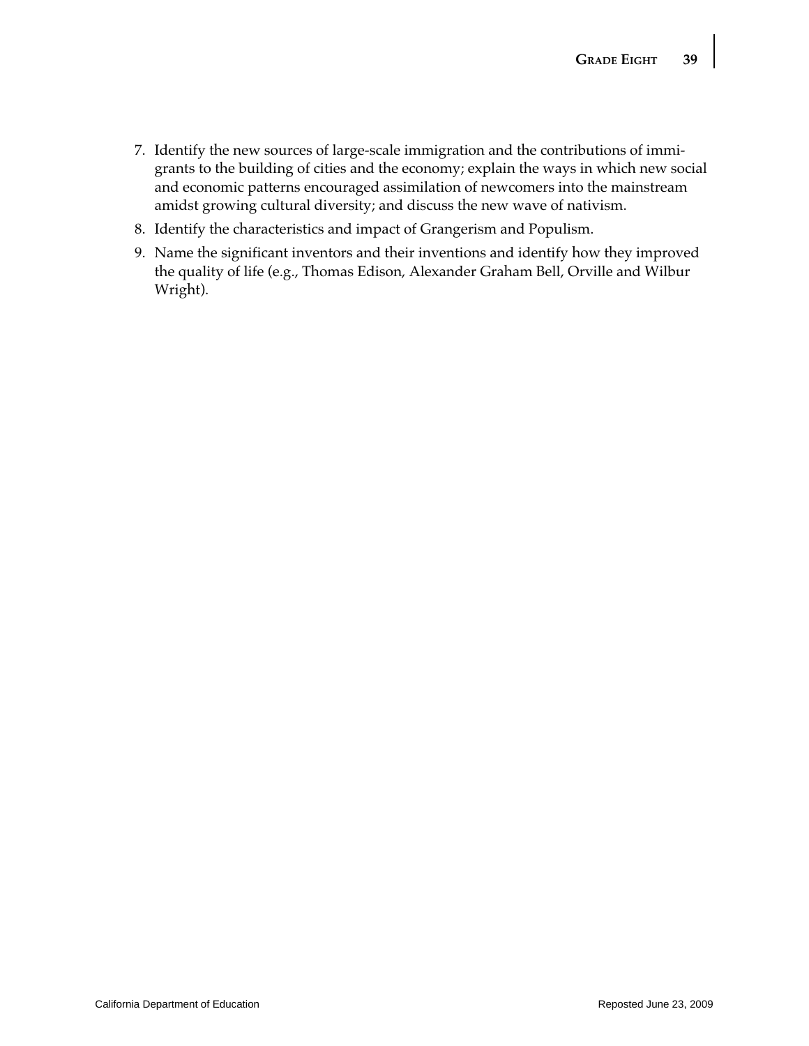7. Identify the new sources of large-scale immigration and the contributions of immigrants to the building of cities and the economy; explain the ways in which new social and economic patterns encouraged assimilation of newcomers into the mainstream amidst growing cultural diversity; and discuss the new wave of nativism.
8. Identify the characteristics and impact of Grangerism and Populism.
9. Name the significant inventors and their inventions and identify how they improved the quality of life (e.g., Thomas Edison, Alexander Graham Bell, Orville and Wilbur Wright).